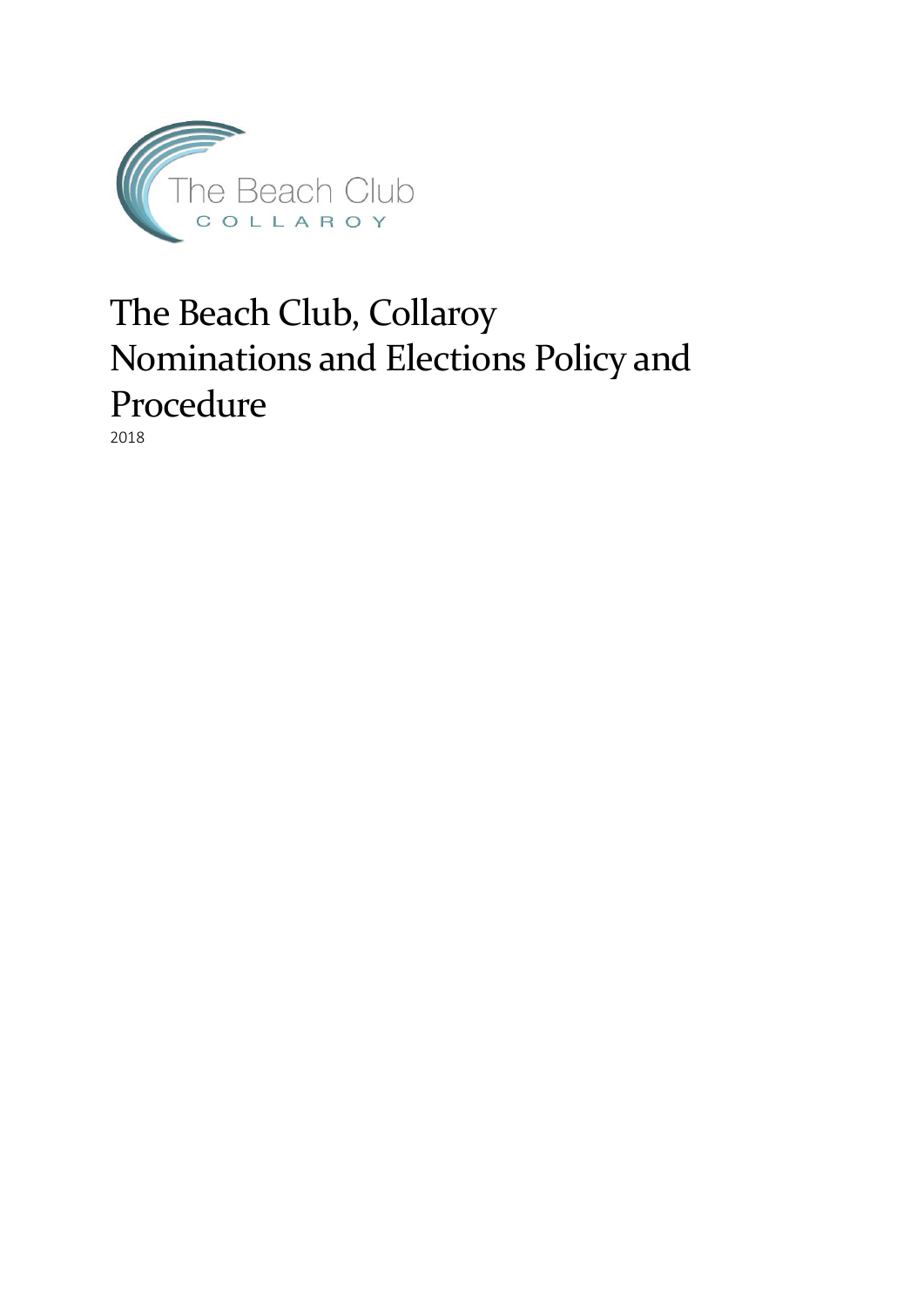# The Beach Club, Collaroy Nominations and Elections Policy and Procedure

2018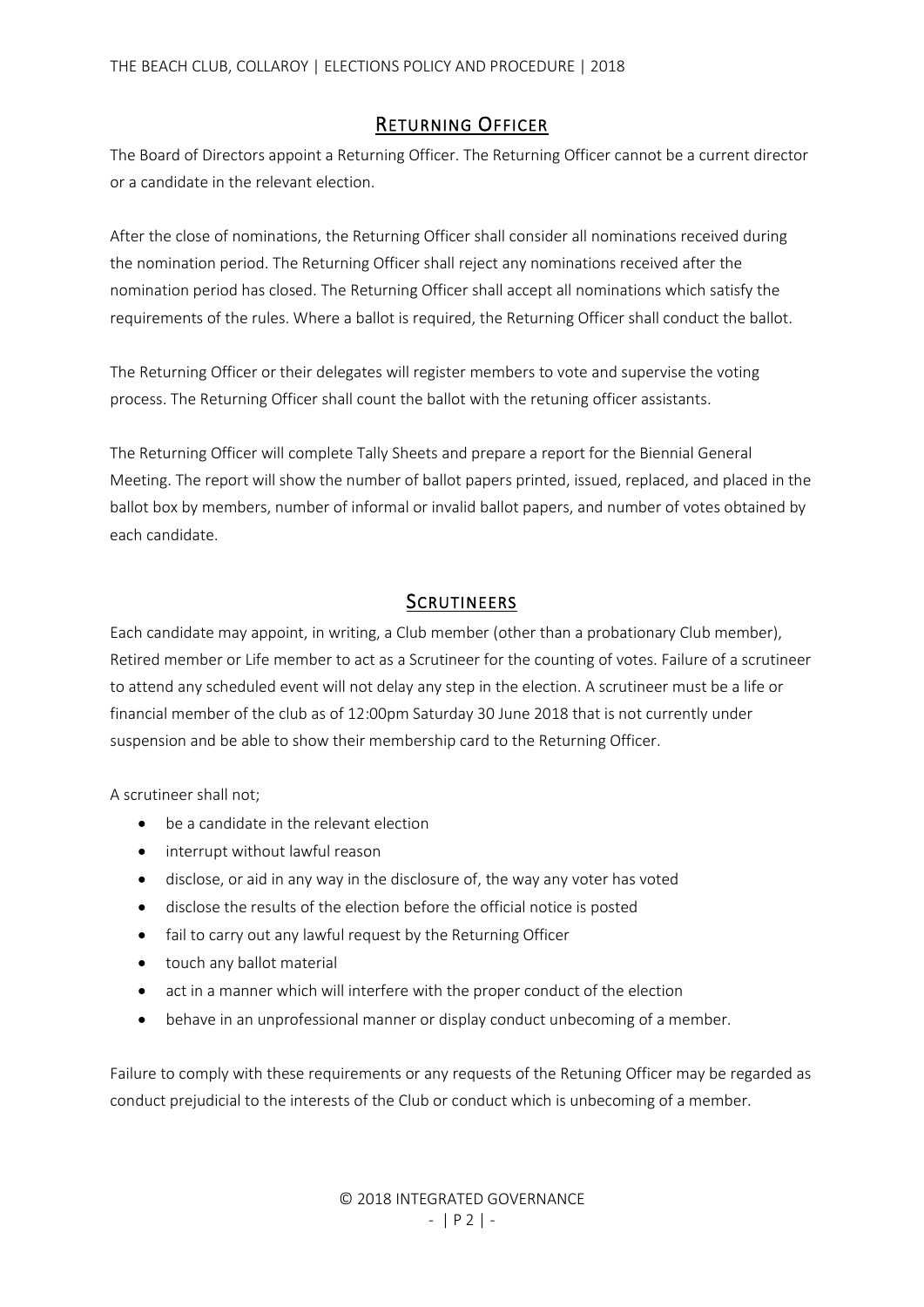## Returning Officer

The Board of Directors appoint a Returning Officer. The Returning Officer cannot be a current director or a candidate in the relevant election.

After the close of nominations, the Returning Officer shall consider all nominations received during the nomination period. The Returning Officer shall reject any nominations received after the nomination period has closed. The Returning Officer shall accept all nominations which satisfy the requirements of the rules. Where a ballot is required, the Returning Officer shall conduct the ballot.

The Returning Officer or their delegates will register members to vote and supervise the voting process. The Returning Officer shall count the ballot with the retuning officer assistants.

The Returning Officer will complete Tally Sheets and prepare a report for the Biennial General Meeting. The report will show the number of ballot papers printed, issued, replaced, and placed in the ballot box by members, number of informal or invalid ballot papers, and number of votes obtained by each candidate.

## Scrutineers

Each candidate may appoint, in writing, a Club member (other than a probationary Club member), Retired member or Life member to act as a Scrutineer for the counting of votes. Failure of a scrutineer to attend any scheduled event will not delay any step in the election. A scrutineer must be a life or financial member of the club as of 12:00pm Saturday 30 June 2018 that is not currently under suspension and be able to show their membership card to the Returning Officer.

A scrutineer shall not;

- be a candidate in the relevant election
- interrupt without lawful reason
- disclose, or aid in any way in the disclosure of, the way any voter has voted
- disclose the results of the election before the official notice is posted
- fail to carry out any lawful request by the Returning Officer
- touch any ballot material
- act in a manner which will interfere with the proper conduct of the election
- behave in an unprofessional manner or display conduct unbecoming of a member.

Failure to comply with these requirements or any requests of the Retuning Officer may be regarded as conduct prejudicial to the interests of the Club or conduct which is unbecoming of a member.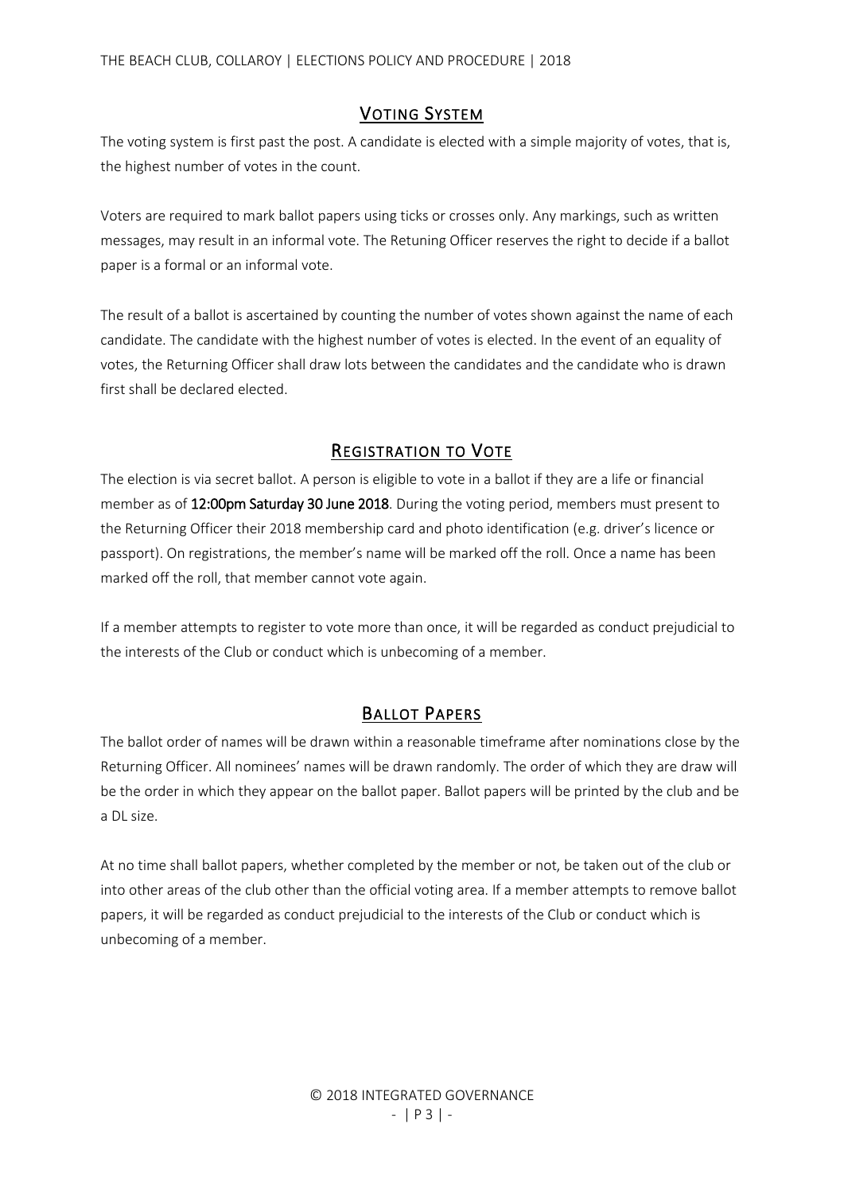## Voting System

The voting system is first past the post. A candidate is elected with a simple majority of votes, that is, the highest number of votes in the count.

Voters are required to mark ballot papers using ticks or crosses only. Any markings, such as written messages, may result in an informal vote. The Retuning Officer reserves the right to decide if a ballot paper is a formal or an informal vote.

The result of a ballot is ascertained by counting the number of votes shown against the name of each candidate. The candidate with the highest number of votes is elected. In the event of an equality of votes, the Returning Officer shall draw lots between the candidates and the candidate who is drawn first shall be declared elected.

## Registration to Vote

The election is via secret ballot. A person is eligible to vote in a ballot if they are a life or financial member as of **12:00pm Saturday 30 June 2018**. During the voting period, members must present to the Returning Officer their 2018 membership card and photo identification (e.g. driver's licence or passport). On registrations, the member's name will be marked off the roll. Once a name has been marked off the roll, that member cannot vote again.

If a member attempts to register to vote more than once, it will be regarded as conduct prejudicial to the interests of the Club or conduct which is unbecoming of a member.

## Ballot Papers

The ballot order of names will be drawn within a reasonable timeframe after nominations close by the Returning Officer. All nominees' names will be drawn randomly. The order of which they are draw will be the order in which they appear on the ballot paper. Ballot papers will be printed by the club and be a DL size.

At no time shall ballot papers, whether completed by the member or not, be taken out of the club or into other areas of the club other than the official voting area. If a member attempts to remove ballot papers, it will be regarded as conduct prejudicial to the interests of the Club or conduct which is unbecoming of a member.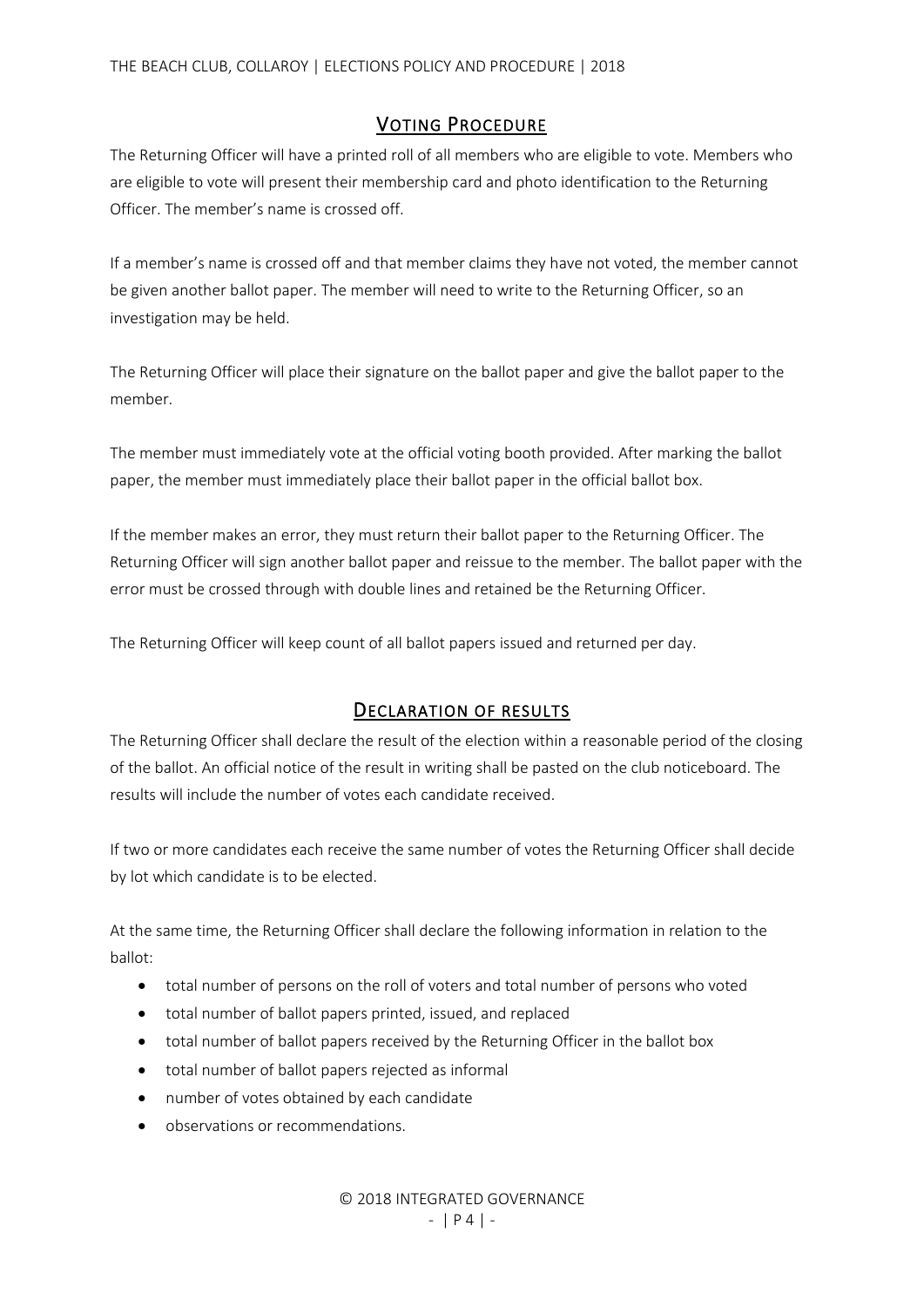## Voting Procedure

The Returning Officer will have a printed roll of all members who are eligible to vote. Members who are eligible to vote will present their membership card and photo identification to the Returning Officer. The member's name is crossed off.

If a member's name is crossed off and that member claims they have not voted, the member cannot be given another ballot paper. The member will need to write to the Returning Officer, so an investigation may be held.

The Returning Officer will place their signature on the ballot paper and give the ballot paper to the member.

The member must immediately vote at the official voting booth provided. After marking the ballot paper, the member must immediately place their ballot paper in the official ballot box.

If the member makes an error, they must return their ballot paper to the Returning Officer. The Returning Officer will sign another ballot paper and reissue to the member. The ballot paper with the error must be crossed through with double lines and retained be the Returning Officer.

The Returning Officer will keep count of all ballot papers issued and returned per day.

## Declaration of results

The Returning Officer shall declare the result of the election within a reasonable period of the closing of the ballot. An official notice of the result in writing shall be pasted on the club noticeboard. The results will include the number of votes each candidate received.

If two or more candidates each receive the same number of votes the Returning Officer shall decide by lot which candidate is to be elected.

At the same time, the Returning Officer shall declare the following information in relation to the ballot:

- total number of persons on the roll of voters and total number of persons who voted
- total number of ballot papers printed, issued, and replaced
- total number of ballot papers received by the Returning Officer in the ballot box
- total number of ballot papers rejected as informal
- number of votes obtained by each candidate
- observations or recommendations.

© 2018 INTEGRATED GOVERNANCE